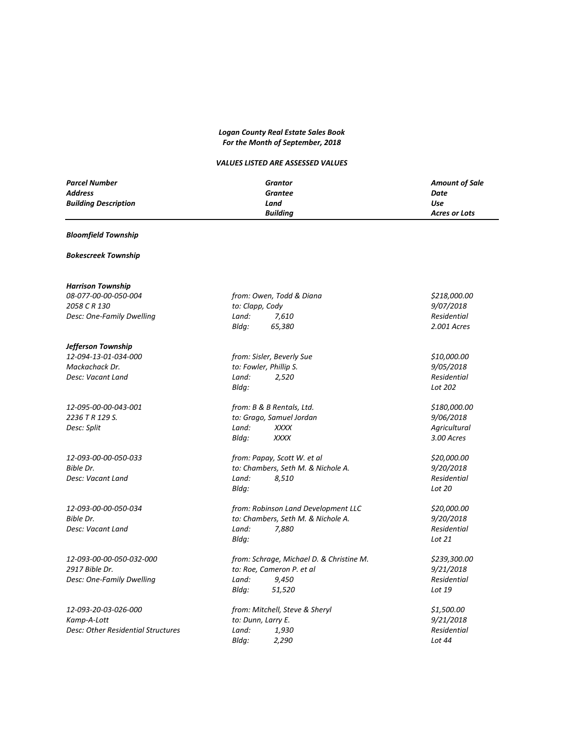***Logan County Real Estate Sales Book***
***For the Month of September, 2018***

***VALUES LISTED ARE ASSESSED VALUES***

| *Parcel Number* / *Address* / *Building Description* | *Grantor* / *Grantee* / *Land* / *Building* | *Amount of Sale* / *Date* / *Use* / *Acres or Lots* |
|---|---|---|

***Bloomfield Township***

***Bokescreek Township***

***Harrison Township***

| | | |
|---|---|---|
| *08-077-00-00-050-004* | *from: Owen, Todd & Diana* | *$218,000.00* |
| *2058 C R 130* | *to: Clapp, Cody* | *9/07/2018* |
| *Desc: One-Family Dwelling* | *Land: 7,610* | *Residential* |
| | *Bldg: 65,380* | *2.001 Acres* |

***Jefferson Township***

| | | |
|---|---|---|
| *12-094-13-01-034-000* | *from: Sisler, Beverly Sue* | *$10,000.00* |
| *Mackachack Dr.* | *to: Fowler, Phillip S.* | *9/05/2018* |
| *Desc: Vacant Land* | *Land: 2,520* | *Residential* |
| | *Bldg:* | *Lot 202* |
| *12-095-00-00-043-001* | *from: B & B Rentals, Ltd.* | *$180,000.00* |
| *2236 T R 129 S.* | *to: Grago, Samuel Jordan* | *9/06/2018* |
| *Desc: Split* | *Land: XXXX* | *Agricultural* |
| | *Bldg: XXXX* | *3.00 Acres* |
| *12-093-00-00-050-033* | *from: Papay, Scott W. et al* | *$20,000.00* |
| *Bible Dr.* | *to: Chambers, Seth M. & Nichole A.* | *9/20/2018* |
| *Desc: Vacant Land* | *Land: 8,510* | *Residential* |
| | *Bldg:* | *Lot 20* |
| *12-093-00-00-050-034* | *from: Robinson Land Development LLC* | *$20,000.00* |
| *Bible Dr.* | *to: Chambers, Seth M. & Nichole A.* | *9/20/2018* |
| *Desc: Vacant Land* | *Land: 7,880* | *Residential* |
| | *Bldg:* | *Lot 21* |
| *12-093-00-00-050-032-000* | *from: Schrage, Michael D. & Christine M.* | *$239,300.00* |
| *2917 Bible Dr.* | *to: Roe, Cameron P. et al* | *9/21/2018* |
| *Desc: One-Family Dwelling* | *Land: 9,450* | *Residential* |
| | *Bldg: 51,520* | *Lot 19* |
| *12-093-20-03-026-000* | *from: Mitchell, Steve & Sheryl* | *$1,500.00* |
| *Kamp-A-Lott* | *to: Dunn, Larry E.* | *9/21/2018* |
| *Desc: Other Residential Structures* | *Land: 1,930* | *Residential* |
| | *Bldg: 2,290* | *Lot 44* |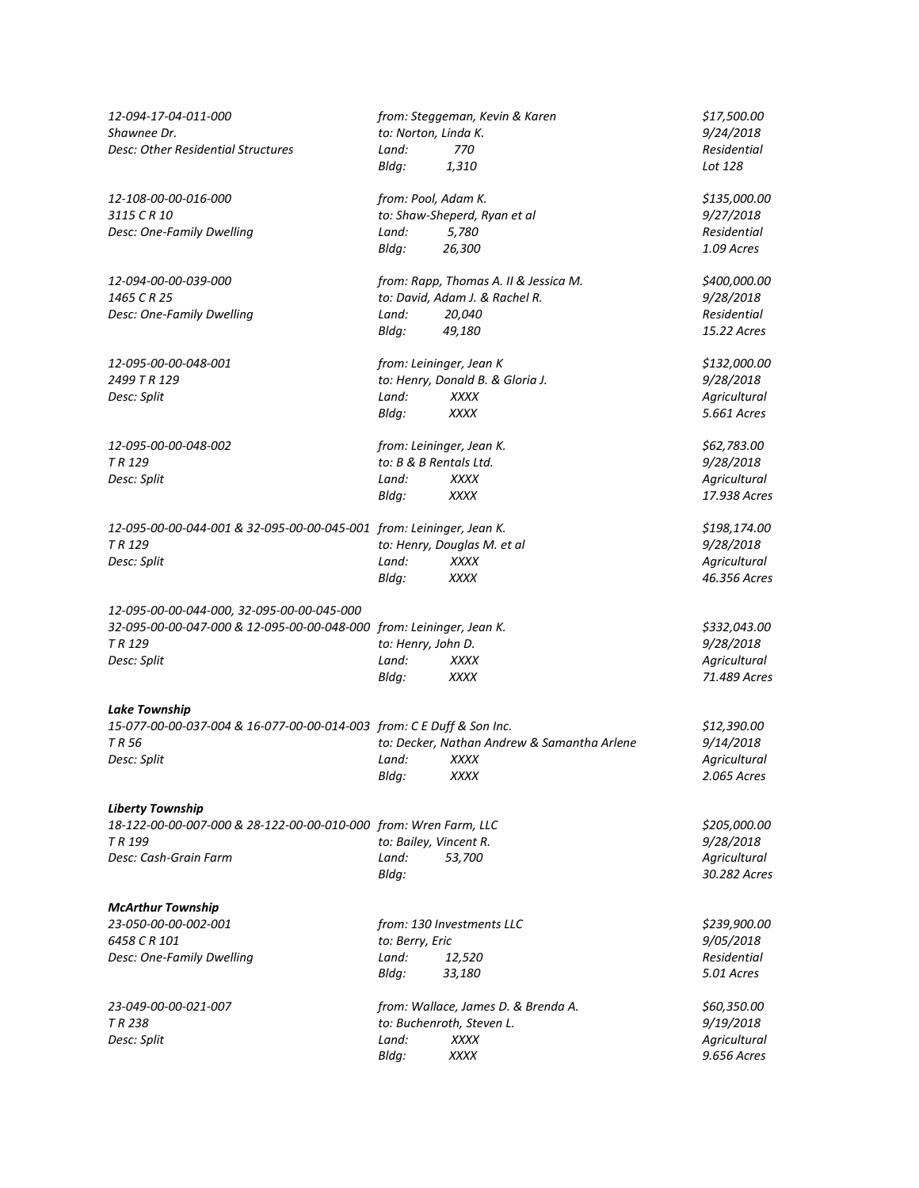*12-094-17-04-011-000*
*Shawnee Dr.*
*Desc: Other Residential Structures*

*from: Steggeman, Kevin & Karen*
*to: Norton, Linda K.*
*Land: 770*
*Bldg: 1,310*

*$17,500.00*
*9/24/2018*
*Residential*
*Lot 128*

*12-108-00-00-016-000*
*3115 C R 10*
*Desc: One-Family Dwelling*

*from: Pool, Adam K.*
*to: Shaw-Sheperd, Ryan et al*
*Land: 5,780*
*Bldg: 26,300*

*$135,000.00*
*9/27/2018*
*Residential*
*1.09 Acres*

*12-094-00-00-039-000*
*1465 C R 25*
*Desc: One-Family Dwelling*

*from: Rapp, Thomas A. II & Jessica M.*
*to: David, Adam J. & Rachel R.*
*Land: 20,040*
*Bldg: 49,180*

*$400,000.00*
*9/28/2018*
*Residential*
*15.22 Acres*

*12-095-00-00-048-001*
*2499 T R 129*
*Desc: Split*

*from: Leininger, Jean K*
*to: Henry, Donald B. & Gloria J.*
*Land: XXXX*
*Bldg: XXXX*

*$132,000.00*
*9/28/2018*
*Agricultural*
*5.661 Acres*

*12-095-00-00-048-002*
*T R 129*
*Desc: Split*

*from: Leininger, Jean K.*
*to: B & B Rentals Ltd.*
*Land: XXXX*
*Bldg: XXXX*

*$62,783.00*
*9/28/2018*
*Agricultural*
*17.938 Acres*

*12-095-00-00-044-001 & 32-095-00-00-045-001*
*T R 129*
*Desc: Split*

*from: Leininger, Jean K.*
*to: Henry, Douglas M. et al*
*Land: XXXX*
*Bldg: XXXX*

*$198,174.00*
*9/28/2018*
*Agricultural*
*46.356 Acres*

*12-095-00-00-044-000, 32-095-00-00-045-000*
*32-095-00-00-047-000 & 12-095-00-00-048-000*
*T R 129*
*Desc: Split*

*from: Leininger, Jean K.*
*to: Henry, John D.*
*Land: XXXX*
*Bldg: XXXX*

*$332,043.00*
*9/28/2018*
*Agricultural*
*71.489 Acres*

***Lake Township***

*15-077-00-00-037-004 & 16-077-00-00-014-003*
*T R 56*
*Desc: Split*

*from: C E Duff & Son Inc.*
*to: Decker, Nathan Andrew & Samantha Arlene*
*Land: XXXX*
*Bldg: XXXX*

*$12,390.00*
*9/14/2018*
*Agricultural*
*2.065 Acres*

***Liberty Township***

*18-122-00-00-007-000 & 28-122-00-00-010-000*
*T R 199*
*Desc: Cash-Grain Farm*

*from: Wren Farm, LLC*
*to: Bailey, Vincent R.*
*Land: 53,700*
*Bldg:*

*$205,000.00*
*9/28/2018*
*Agricultural*
*30.282 Acres*

***McArthur Township***

*23-050-00-00-002-001*
*6458 C R 101*
*Desc: One-Family Dwelling*

*from: 130 Investments LLC*
*to: Berry, Eric*
*Land: 12,520*
*Bldg: 33,180*

*$239,900.00*
*9/05/2018*
*Residential*
*5.01 Acres*

*23-049-00-00-021-007*
*T R 238*
*Desc: Split*

*from: Wallace, James D. & Brenda A.*
*to: Buchenroth, Steven L.*
*Land: XXXX*
*Bldg: XXXX*

*$60,350.00*
*9/19/2018*
*Agricultural*
*9.656 Acres*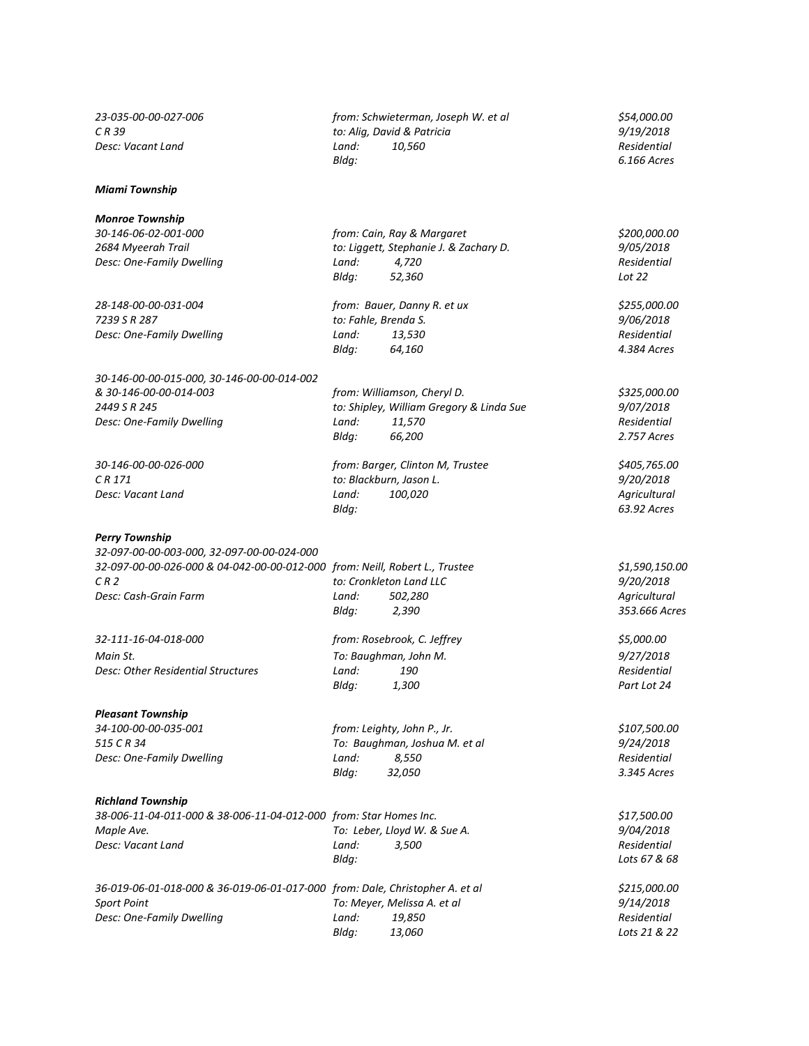*23-035-00-00-027-006*
*C R 39*
*Desc: Vacant Land*

*from: Schwieterman, Joseph W. et al*
*to: Alig, David & Patricia*
*Land: 10,560*
*Bldg:*

*$54,000.00*
*9/19/2018*
*Residential*
*6.166 Acres*

### *Miami Township*

### *Monroe Township*

*30-146-06-02-001-000*
*2684 Myeerah Trail*
*Desc: One-Family Dwelling*

*from: Cain, Ray & Margaret*
*to: Liggett, Stephanie J. & Zachary D.*
*Land: 4,720*
*Bldg: 52,360*

*$200,000.00*
*9/05/2018*
*Residential*
*Lot 22*

*28-148-00-00-031-004*
*7239 S R 287*
*Desc: One-Family Dwelling*

*from: Bauer, Danny R. et ux*
*to: Fahle, Brenda S.*
*Land: 13,530*
*Bldg: 64,160*

*$255,000.00*
*9/06/2018*
*Residential*
*4.384 Acres*

*30-146-00-00-015-000, 30-146-00-00-014-002 & 30-146-00-00-014-003*
*2449 S R 245*
*Desc: One-Family Dwelling*

*from: Williamson, Cheryl D.*
*to: Shipley, William Gregory & Linda Sue*
*Land: 11,570*
*Bldg: 66,200*

*$325,000.00*
*9/07/2018*
*Residential*
*2.757 Acres*

*30-146-00-00-026-000*
*C R 171*
*Desc: Vacant Land*

*from: Barger, Clinton M, Trustee*
*to: Blackburn, Jason L.*
*Land: 100,020*
*Bldg:*

*$405,765.00*
*9/20/2018*
*Agricultural*
*63.92 Acres*

### *Perry Township*

*32-097-00-00-003-000, 32-097-00-00-024-000 32-097-00-00-026-000 & 04-042-00-00-012-000*
*C R 2*
*Desc: Cash-Grain Farm*

*from: Neill, Robert L., Trustee*
*to: Cronkleton Land LLC*
*Land: 502,280*
*Bldg: 2,390*

*$1,590,150.00*
*9/20/2018*
*Agricultural*
*353.666 Acres*

*32-111-16-04-018-000*
*Main St.*
*Desc: Other Residential Structures*

*from: Rosebrook, C. Jeffrey*
*To: Baughman, John M.*
*Land: 190*
*Bldg: 1,300*

*$5,000.00*
*9/27/2018*
*Residential*
*Part Lot 24*

### *Pleasant Township*

*34-100-00-00-035-001*
*515 C R 34*
*Desc: One-Family Dwelling*

*from: Leighty, John P., Jr.*
*To: Baughman, Joshua M. et al*
*Land: 8,550*
*Bldg: 32,050*

*$107,500.00*
*9/24/2018*
*Residential*
*3.345 Acres*

### *Richland Township*

*38-006-11-04-011-000 & 38-006-11-04-012-000*
*Maple Ave.*
*Desc: Vacant Land*

*from: Star Homes Inc.*
*To: Leber, Lloyd W. & Sue A.*
*Land: 3,500*
*Bldg:*

*$17,500.00*
*9/04/2018*
*Residential*
*Lots 67 & 68*

*36-019-06-01-018-000 & 36-019-06-01-017-000*
*Sport Point*
*Desc: One-Family Dwelling*

*from: Dale, Christopher A. et al*
*To: Meyer, Melissa A. et al*
*Land: 19,850*
*Bldg: 13,060*

*$215,000.00*
*9/14/2018*
*Residential*
*Lots 21 & 22*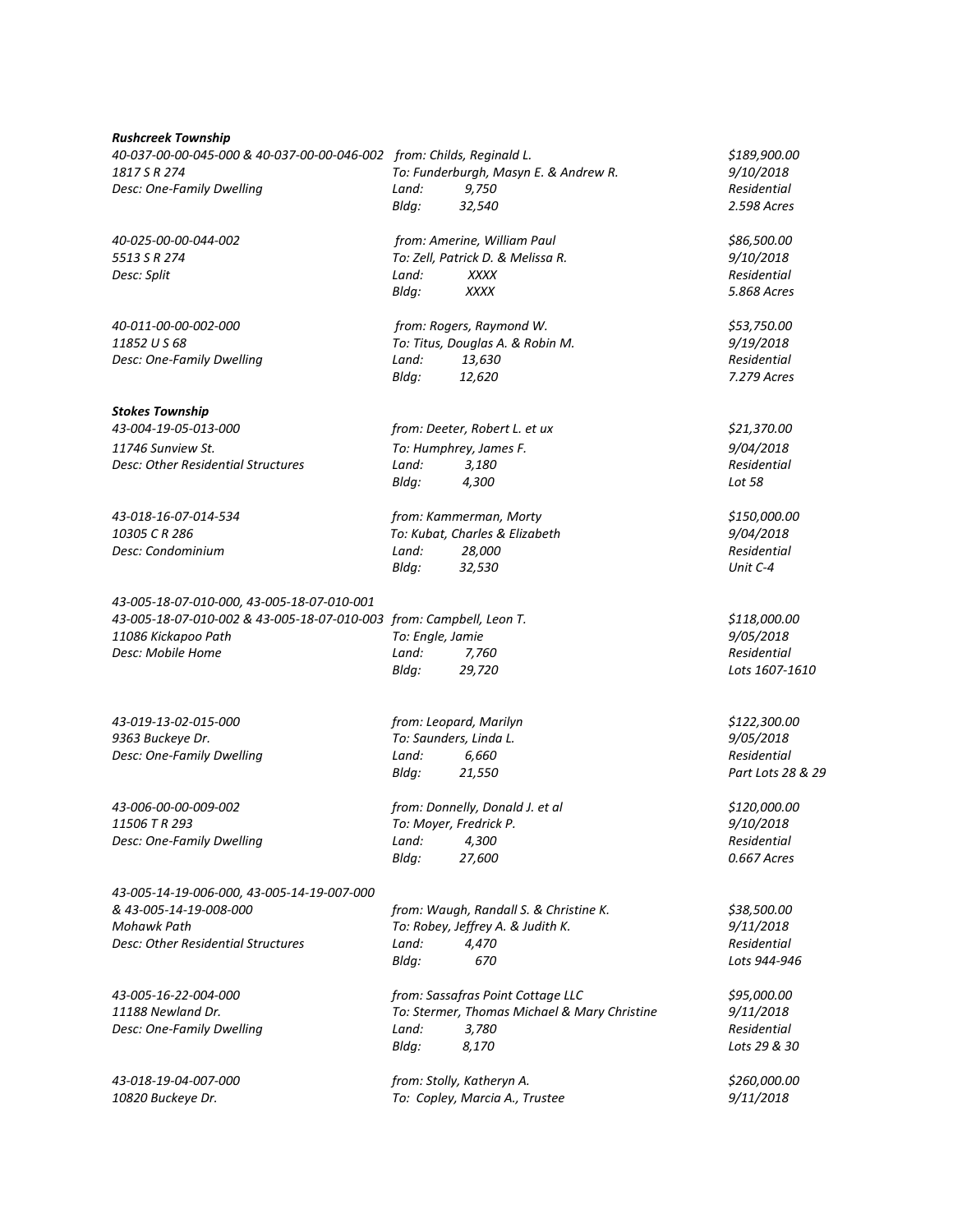***Rushcreek Township***

| | | |
|---|---|---|
| *40-037-00-00-045-000 & 40-037-00-00-046-002* | *from: Childs, Reginald L.* | *$189,900.00* |
| *1817 S R 274* | *To: Funderburgh, Masyn E. & Andrew R.* | *9/10/2018* |
| *Desc: One-Family Dwelling* | *Land: 9,750* | *Residential* |
| | *Bldg: 32,540* | *2.598 Acres* |
| | | |
| *40-025-00-00-044-002* | *from: Amerine, William Paul* | *$86,500.00* |
| *5513 S R 274* | *To: Zell, Patrick D. & Melissa R.* | *9/10/2018* |
| *Desc: Split* | *Land: XXXX* | *Residential* |
| | *Bldg: XXXX* | *5.868 Acres* |
| | | |
| *40-011-00-00-002-000* | *from: Rogers, Raymond W.* | *$53,750.00* |
| *11852 U S 68* | *To: Titus, Douglas A. & Robin M.* | *9/19/2018* |
| *Desc: One-Family Dwelling* | *Land: 13,630* | *Residential* |
| | *Bldg: 12,620* | *7.279 Acres* |

***Stokes Township***

| | | |
|---|---|---|
| *43-004-19-05-013-000* | *from: Deeter, Robert L. et ux* | *$21,370.00* |
| *11746 Sunview St.* | *To: Humphrey, James F.* | *9/04/2018* |
| *Desc: Other Residential Structures* | *Land: 3,180* | *Residential* |
| | *Bldg: 4,300* | *Lot 58* |
| | | |
| *43-018-16-07-014-534* | *from: Kammerman, Morty* | *$150,000.00* |
| *10305 C R 286* | *To: Kubat, Charles & Elizabeth* | *9/04/2018* |
| *Desc: Condominium* | *Land: 28,000* | *Residential* |
| | *Bldg: 32,530* | *Unit C-4* |
| | | |
| *43-005-18-07-010-000, 43-005-18-07-010-001* | | |
| *43-005-18-07-010-002 & 43-005-18-07-010-003* | *from: Campbell, Leon T.* | *$118,000.00* |
| *11086 Kickapoo Path* | *To: Engle, Jamie* | *9/05/2018* |
| *Desc: Mobile Home* | *Land: 7,760* | *Residential* |
| | *Bldg: 29,720* | *Lots 1607-1610* |
| | | |
| *43-019-13-02-015-000* | *from: Leopard, Marilyn* | *$122,300.00* |
| *9363 Buckeye Dr.* | *To: Saunders, Linda L.* | *9/05/2018* |
| *Desc: One-Family Dwelling* | *Land: 6,660* | *Residential* |
| | *Bldg: 21,550* | *Part Lots 28 & 29* |
| | | |
| *43-006-00-00-009-002* | *from: Donnelly, Donald J. et al* | *$120,000.00* |
| *11506 T R 293* | *To: Moyer, Fredrick P.* | *9/10/2018* |
| *Desc: One-Family Dwelling* | *Land: 4,300* | *Residential* |
| | *Bldg: 27,600* | *0.667 Acres* |
| | | |
| *43-005-14-19-006-000, 43-005-14-19-007-000* | | |
| *& 43-005-14-19-008-000* | *from: Waugh, Randall S. & Christine K.* | *$38,500.00* |
| *Mohawk Path* | *To: Robey, Jeffrey A. & Judith K.* | *9/11/2018* |
| *Desc: Other Residential Structures* | *Land: 4,470* | *Residential* |
| | *Bldg: 670* | *Lots 944-946* |
| | | |
| *43-005-16-22-004-000* | *from: Sassafras Point Cottage LLC* | *$95,000.00* |
| *11188 Newland Dr.* | *To: Stermer, Thomas Michael & Mary Christine* | *9/11/2018* |
| *Desc: One-Family Dwelling* | *Land: 3,780* | *Residential* |
| | *Bldg: 8,170* | *Lots 29 & 30* |
| | | |
| *43-018-19-04-007-000* | *from: Stolly, Katheryn A.* | *$260,000.00* |
| *10820 Buckeye Dr.* | *To: Copley, Marcia A., Trustee* | *9/11/2018* |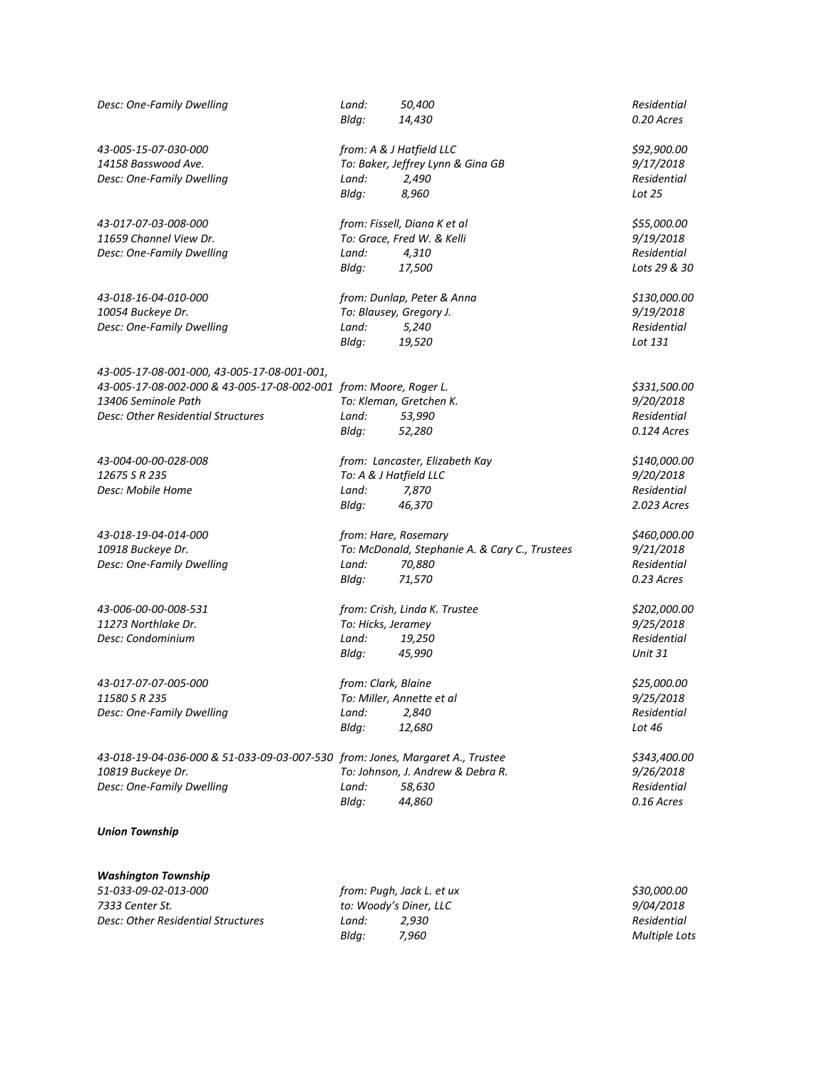*Desc: One-Family Dwelling* *Land: 50,400* *Residential*
*Bldg: 14,430* *0.20 Acres*

*43-005-15-07-030-000* *from: A & J Hatfield LLC* *$92,900.00*
*14158 Basswood Ave.* *To: Baker, Jeffrey Lynn & Gina GB* *9/17/2018*
*Desc: One-Family Dwelling* *Land: 2,490* *Residential*
*Bldg: 8,960* *Lot 25*

*43-017-07-03-008-000* *from: Fissell, Diana K et al* *$55,000.00*
*11659 Channel View Dr.* *To: Grace, Fred W. & Kelli* *9/19/2018*
*Desc: One-Family Dwelling* *Land: 4,310* *Residential*
*Bldg: 17,500* *Lots 29 & 30*

*43-018-16-04-010-000* *from: Dunlap, Peter & Anna* *$130,000.00*
*10054 Buckeye Dr.* *To: Blausey, Gregory J.* *9/19/2018*
*Desc: One-Family Dwelling* *Land: 5,240* *Residential*
*Bldg: 19,520* *Lot 131*

*43-005-17-08-001-000, 43-005-17-08-001-001,*
*43-005-17-08-002-000 & 43-005-17-08-002-001* *from: Moore, Roger L.* *$331,500.00*
*13406 Seminole Path* *To: Kleman, Gretchen K.* *9/20/2018*
*Desc: Other Residential Structures* *Land: 53,990* *Residential*
*Bldg: 52,280* *0.124 Acres*

*43-004-00-00-028-008* *from: Lancaster, Elizabeth Kay* *$140,000.00*
*12675 S R 235* *To: A & J Hatfield LLC* *9/20/2018*
*Desc: Mobile Home* *Land: 7,870* *Residential*
*Bldg: 46,370* *2.023 Acres*

*43-018-19-04-014-000* *from: Hare, Rosemary* *$460,000.00*
*10918 Buckeye Dr.* *To: McDonald, Stephanie A. & Cary C., Trustees* *9/21/2018*
*Desc: One-Family Dwelling* *Land: 70,880* *Residential*
*Bldg: 71,570* *0.23 Acres*

*43-006-00-00-008-531* *from: Crish, Linda K. Trustee* *$202,000.00*
*11273 Northlake Dr.* *To: Hicks, Jeramey* *9/25/2018*
*Desc: Condominium* *Land: 19,250* *Residential*
*Bldg: 45,990* *Unit 31*

*43-017-07-07-005-000* *from: Clark, Blaine* *$25,000.00*
*11580 S R 235* *To: Miller, Annette et al* *9/25/2018*
*Desc: One-Family Dwelling* *Land: 2,840* *Residential*
*Bldg: 12,680* *Lot 46*

*43-018-19-04-036-000 & 51-033-09-03-007-530* *from: Jones, Margaret A., Trustee* *$343,400.00*
*10819 Buckeye Dr.* *To: Johnson, J. Andrew & Debra R.* *9/26/2018*
*Desc: One-Family Dwelling* *Land: 58,630* *Residential*
*Bldg: 44,860* *0.16 Acres*

***Union Township***

***Washington Township***

*51-033-09-02-013-000* *from: Pugh, Jack L. et ux* *$30,000.00*
*7333 Center St.* *to: Woody's Diner, LLC* *9/04/2018*
*Desc: Other Residential Structures* *Land: 2,930* *Residential*
*Bldg: 7,960* *Multiple Lots*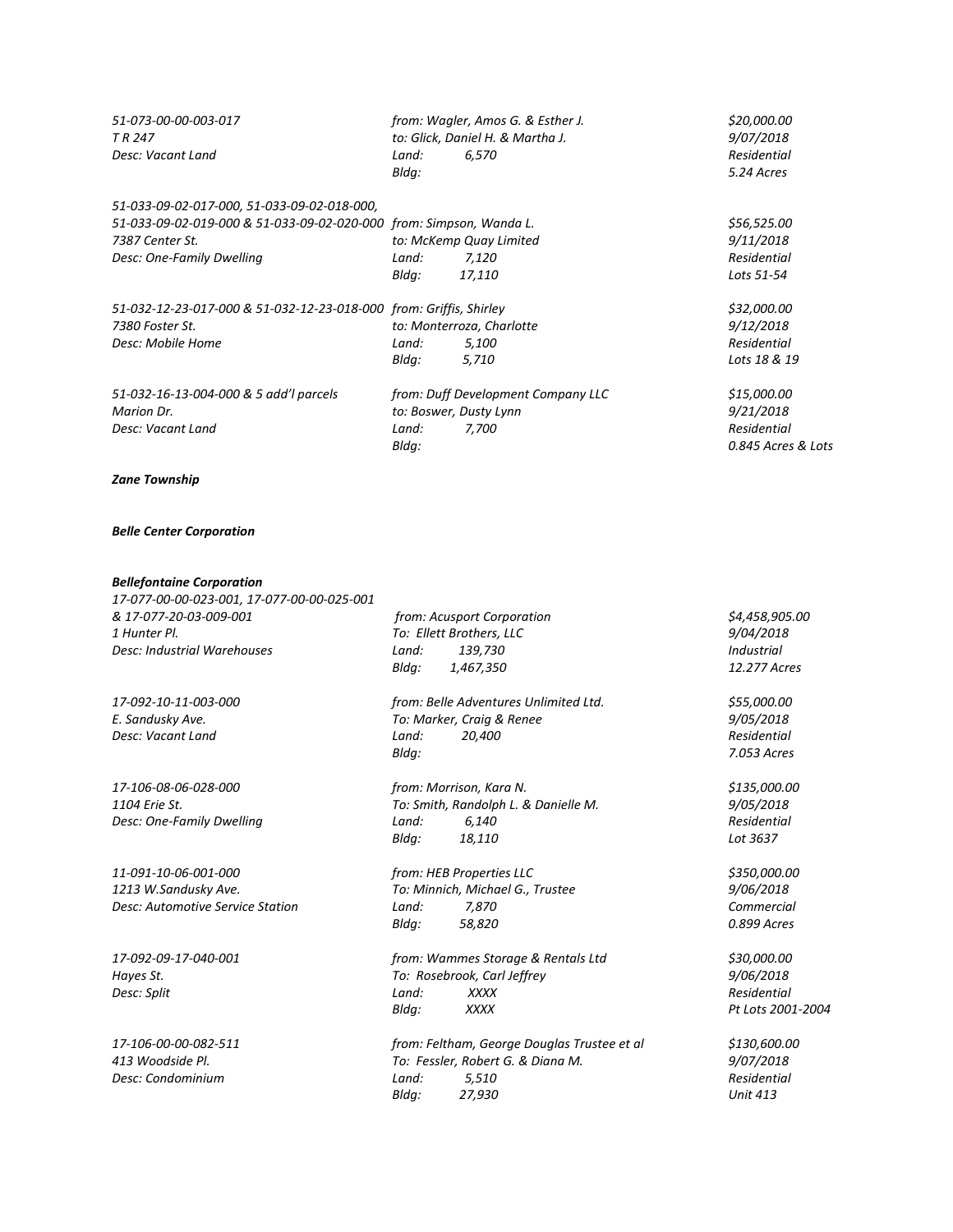*51-073-00-00-003-017* | *from: Wagler, Amos G. & Esther J.* | *$20,000.00*
*T R 247* | *to: Glick, Daniel H. & Martha J.* | *9/07/2018*
*Desc: Vacant Land* | *Land: 6,570* | *Residential*
*Bldg:* | *5.24 Acres*

*51-033-09-02-017-000, 51-033-09-02-018-000,*
*51-033-09-02-019-000 & 51-033-09-02-020-000* | *from: Simpson, Wanda L.* | *$56,525.00*
*7387 Center St.* | *to: McKemp Quay Limited* | *9/11/2018*
*Desc: One-Family Dwelling* | *Land: 7,120* | *Residential*
*Bldg: 17,110* | *Lots 51-54*

*51-032-12-23-017-000 & 51-032-12-23-018-000* | *from: Griffis, Shirley* | *$32,000.00*
*7380 Foster St.* | *to: Monterroza, Charlotte* | *9/12/2018*
*Desc: Mobile Home* | *Land: 5,100* | *Residential*
*Bldg: 5,710* | *Lots 18 & 19*

*51-032-16-13-004-000 & 5 add'l parcels* | *from: Duff Development Company LLC* | *$15,000.00*
*Marion Dr.* | *to: Boswer, Dusty Lynn* | *9/21/2018*
*Desc: Vacant Land* | *Land: 7,700* | *Residential*
*Bldg:* | *0.845 Acres & Lots*

***Zane Township***

***Belle Center Corporation***

***Bellefontaine Corporation***

*17-077-00-00-023-001, 17-077-00-00-025-001*
*& 17-077-20-03-009-001* | *from: Acusport Corporation* | *$4,458,905.00*
*1 Hunter Pl.* | *To: Ellett Brothers, LLC* | *9/04/2018*
*Desc: Industrial Warehouses* | *Land: 139,730* | *Industrial*
*Bldg: 1,467,350* | *12.277 Acres*

*17-092-10-11-003-000* | *from: Belle Adventures Unlimited Ltd.* | *$55,000.00*
*E. Sandusky Ave.* | *To: Marker, Craig & Renee* | *9/05/2018*
*Desc: Vacant Land* | *Land: 20,400* | *Residential*
*Bldg:* | *7.053 Acres*

*17-106-08-06-028-000* | *from: Morrison, Kara N.* | *$135,000.00*
*1104 Erie St.* | *To: Smith, Randolph L. & Danielle M.* | *9/05/2018*
*Desc: One-Family Dwelling* | *Land: 6,140* | *Residential*
*Bldg: 18,110* | *Lot 3637*

*11-091-10-06-001-000* | *from: HEB Properties LLC* | *$350,000.00*
*1213 W.Sandusky Ave.* | *To: Minnich, Michael G., Trustee* | *9/06/2018*
*Desc: Automotive Service Station* | *Land: 7,870* | *Commercial*
*Bldg: 58,820* | *0.899 Acres*

*17-092-09-17-040-001* | *from: Wammes Storage & Rentals Ltd* | *$30,000.00*
*Hayes St.* | *To: Rosebrook, Carl Jeffrey* | *9/06/2018*
*Desc: Split* | *Land: XXXX* | *Residential*
*Bldg: XXXX* | *Pt Lots 2001-2004*

*17-106-00-00-082-511* | *from: Feltham, George Douglas Trustee et al* | *$130,600.00*
*413 Woodside Pl.* | *To: Fessler, Robert G. & Diana M.* | *9/07/2018*
*Desc: Condominium* | *Land: 5,510* | *Residential*
*Bldg: 27,930* | *Unit 413*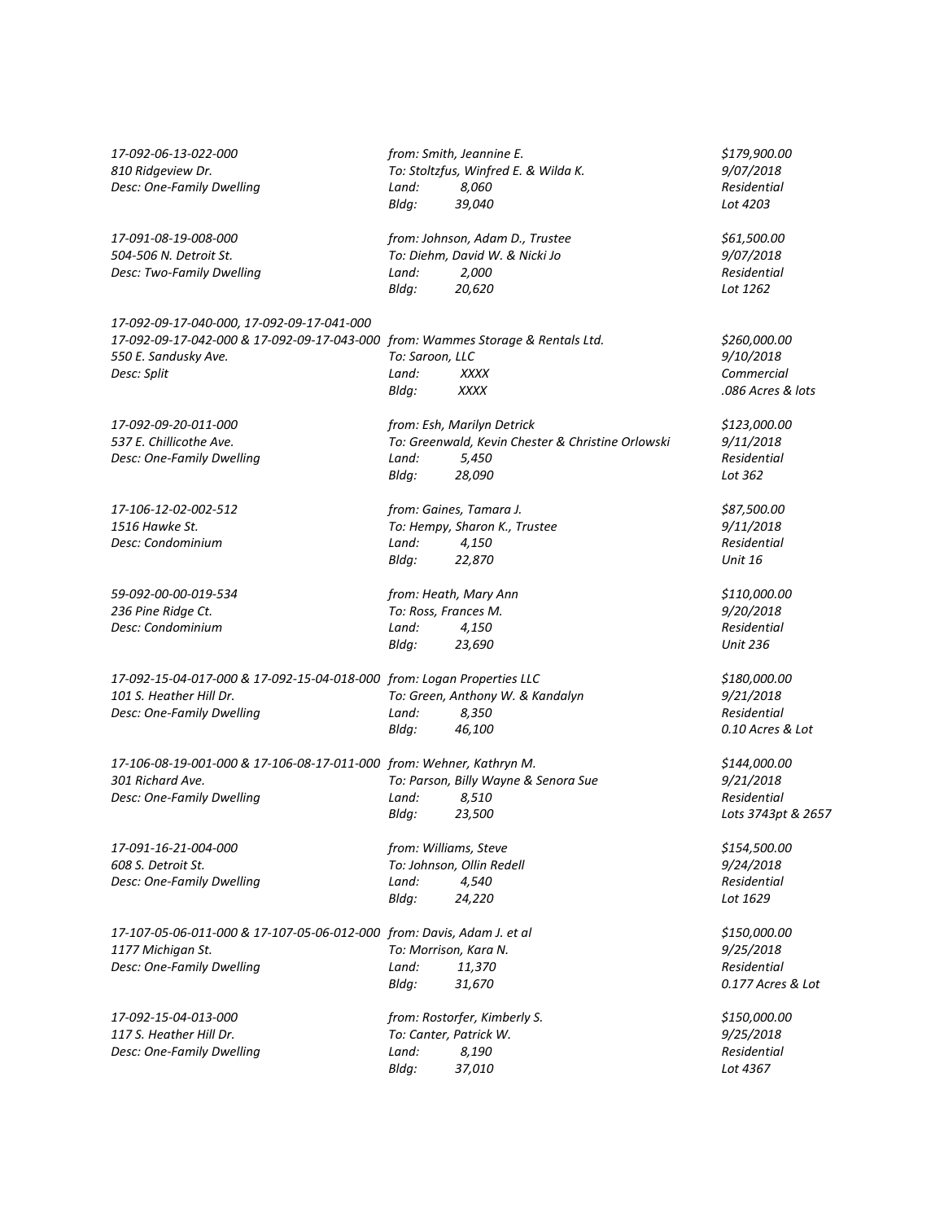*17-092-06-13-022-000* *from: Smith, Jeannine E.* *$179,900.00*
*810 Ridgeview Dr.* *To: Stoltzfus, Winfred E. & Wilda K.* *9/07/2018*
*Desc: One-Family Dwelling* *Land: 8,060* *Residential*
*Bldg: 39,040* *Lot 4203*

*17-091-08-19-008-000* *from: Johnson, Adam D., Trustee* *$61,500.00*
*504-506 N. Detroit St.* *To: Diehm, David W. & Nicki Jo* *9/07/2018*
*Desc: Two-Family Dwelling* *Land: 2,000* *Residential*
*Bldg: 20,620* *Lot 1262*

*17-092-09-17-040-000, 17-092-09-17-041-000*
*17-092-09-17-042-000 & 17-092-09-17-043-000* *from: Wammes Storage & Rentals Ltd.* *$260,000.00*
*550 E. Sandusky Ave.* *To: Saroon, LLC* *9/10/2018*
*Desc: Split* *Land: XXXX* *Commercial*
*Bldg: XXXX* *.086 Acres & lots*

*17-092-09-20-011-000* *from: Esh, Marilyn Detrick* *$123,000.00*
*537 E. Chillicothe Ave.* *To: Greenwald, Kevin Chester & Christine Orlowski* *9/11/2018*
*Desc: One-Family Dwelling* *Land: 5,450* *Residential*
*Bldg: 28,090* *Lot 362*

*17-106-12-02-002-512* *from: Gaines, Tamara J.* *$87,500.00*
*1516 Hawke St.* *To: Hempy, Sharon K., Trustee* *9/11/2018*
*Desc: Condominium* *Land: 4,150* *Residential*
*Bldg: 22,870* *Unit 16*

*59-092-00-00-019-534* *from: Heath, Mary Ann* *$110,000.00*
*236 Pine Ridge Ct.* *To: Ross, Frances M.* *9/20/2018*
*Desc: Condominium* *Land: 4,150* *Residential*
*Bldg: 23,690* *Unit 236*

*17-092-15-04-017-000 & 17-092-15-04-018-000* *from: Logan Properties LLC* *$180,000.00*
*101 S. Heather Hill Dr.* *To: Green, Anthony W. & Kandalyn* *9/21/2018*
*Desc: One-Family Dwelling* *Land: 8,350* *Residential*
*Bldg: 46,100* *0.10 Acres & Lot*

*17-106-08-19-001-000 & 17-106-08-17-011-000* *from: Wehner, Kathryn M.* *$144,000.00*
*301 Richard Ave.* *To: Parson, Billy Wayne & Senora Sue* *9/21/2018*
*Desc: One-Family Dwelling* *Land: 8,510* *Residential*
*Bldg: 23,500* *Lots 3743pt & 2657*

*17-091-16-21-004-000* *from: Williams, Steve* *$154,500.00*
*608 S. Detroit St.* *To: Johnson, Ollin Redell* *9/24/2018*
*Desc: One-Family Dwelling* *Land: 4,540* *Residential*
*Bldg: 24,220* *Lot 1629*

*17-107-05-06-011-000 & 17-107-05-06-012-000* *from: Davis, Adam J. et al* *$150,000.00*
*1177 Michigan St.* *To: Morrison, Kara N.* *9/25/2018*
*Desc: One-Family Dwelling* *Land: 11,370* *Residential*
*Bldg: 31,670* *0.177 Acres & Lot*

*17-092-15-04-013-000* *from: Rostorfer, Kimberly S.* *$150,000.00*
*117 S. Heather Hill Dr.* *To: Canter, Patrick W.* *9/25/2018*
*Desc: One-Family Dwelling* *Land: 8,190* *Residential*
*Bldg: 37,010* *Lot 4367*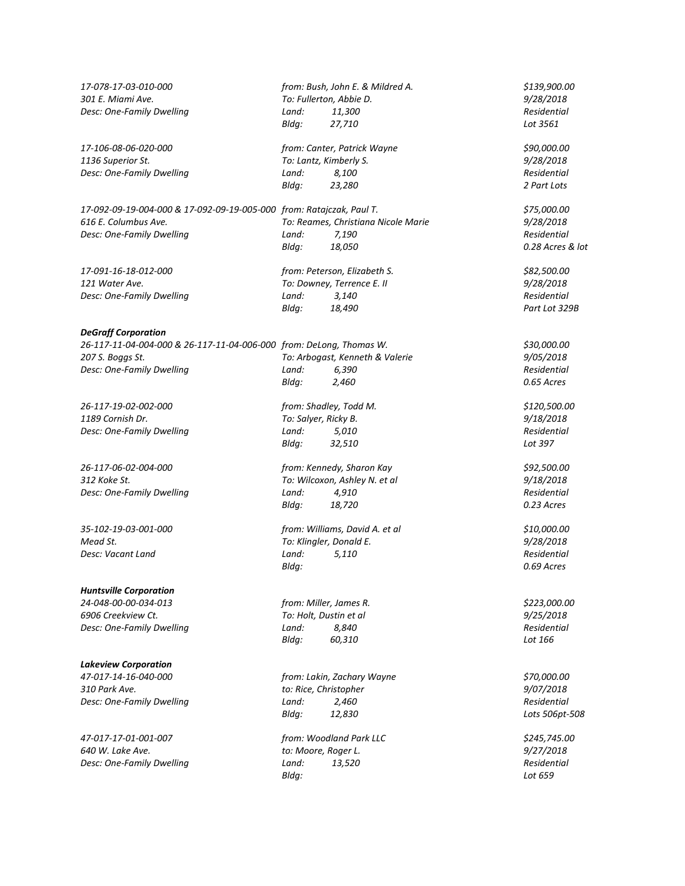*17-078-17-03-010-000*
*301 E. Miami Ave.*
*Desc: One-Family Dwelling*

*from: Bush, John E. & Mildred A.*
*To: Fullerton, Abbie D.*
*Land: 11,300*
*Bldg: 27,710*

*$139,900.00*
*9/28/2018*
*Residential*
*Lot 3561*

*17-106-08-06-020-000*
*1136 Superior St.*
*Desc: One-Family Dwelling*

*from: Canter, Patrick Wayne*
*To: Lantz, Kimberly S.*
*Land: 8,100*
*Bldg: 23,280*

*$90,000.00*
*9/28/2018*
*Residential*
*2 Part Lots*

*17-092-09-19-004-000 & 17-092-09-19-005-000*
*616 E. Columbus Ave.*
*Desc: One-Family Dwelling*

*from: Ratajczak, Paul T.*
*To: Reames, Christiana Nicole Marie*
*Land: 7,190*
*Bldg: 18,050*

*$75,000.00*
*9/28/2018*
*Residential*
*0.28 Acres & lot*

*17-091-16-18-012-000*
*121 Water Ave.*
*Desc: One-Family Dwelling*

*from: Peterson, Elizabeth S.*
*To: Downey, Terrence E. II*
*Land: 3,140*
*Bldg: 18,490*

*$82,500.00*
*9/28/2018*
*Residential*
*Part Lot 329B*

***DeGraff Corporation***

*26-117-11-04-004-000 & 26-117-11-04-006-000*
*207 S. Boggs St.*
*Desc: One-Family Dwelling*

*from: DeLong, Thomas W.*
*To: Arbogast, Kenneth & Valerie*
*Land: 6,390*
*Bldg: 2,460*

*$30,000.00*
*9/05/2018*
*Residential*
*0.65 Acres*

*26-117-19-02-002-000*
*1189 Cornish Dr.*
*Desc: One-Family Dwelling*

*from: Shadley, Todd M.*
*To: Salyer, Ricky B.*
*Land: 5,010*
*Bldg: 32,510*

*$120,500.00*
*9/18/2018*
*Residential*
*Lot 397*

*26-117-06-02-004-000*
*312 Koke St.*
*Desc: One-Family Dwelling*

*from: Kennedy, Sharon Kay*
*To: Wilcoxon, Ashley N. et al*
*Land: 4,910*
*Bldg: 18,720*

*$92,500.00*
*9/18/2018*
*Residential*
*0.23 Acres*

*35-102-19-03-001-000*
*Mead St.*
*Desc: Vacant Land*

*from: Williams, David A. et al*
*To: Klingler, Donald E.*
*Land: 5,110*
*Bldg:*

*$10,000.00*
*9/28/2018*
*Residential*
*0.69 Acres*

***Huntsville Corporation***

*24-048-00-00-034-013*
*6906 Creekview Ct.*
*Desc: One-Family Dwelling*

*from: Miller, James R.*
*To: Holt, Dustin et al*
*Land: 8,840*
*Bldg: 60,310*

*$223,000.00*
*9/25/2018*
*Residential*
*Lot 166*

***Lakeview Corporation***

*47-017-14-16-040-000*
*310 Park Ave.*
*Desc: One-Family Dwelling*

*from: Lakin, Zachary Wayne*
*to: Rice, Christopher*
*Land: 2,460*
*Bldg: 12,830*

*$70,000.00*
*9/07/2018*
*Residential*
*Lots 506pt-508*

*47-017-17-01-001-007*
*640 W. Lake Ave.*
*Desc: One-Family Dwelling*

*from: Woodland Park LLC*
*to: Moore, Roger L.*
*Land: 13,520*
*Bldg:*

*$245,745.00*
*9/27/2018*
*Residential*
*Lot 659*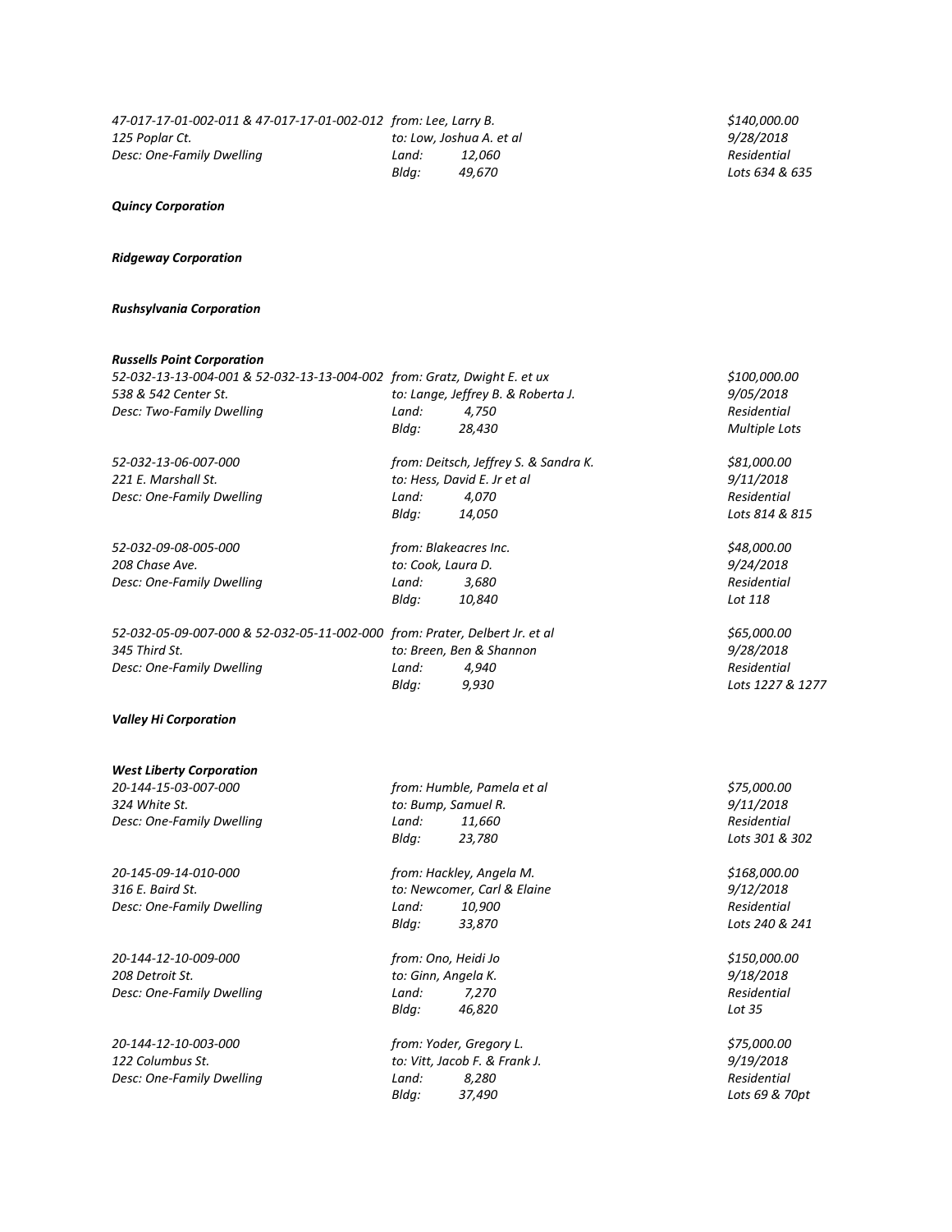| | | |
|---|---|---|
| *47-017-17-01-002-011 & 47-017-17-01-002-012* | *from: Lee, Larry B.* | *$140,000.00* |
| *125 Poplar Ct.* | *to: Low, Joshua A. et al* | *9/28/2018* |
| *Desc: One-Family Dwelling* | *Land: 12,060* | *Residential* |
| | *Bldg: 49,670* | *Lots 634 & 635* |

***Quincy Corporation***

***Ridgeway Corporation***

***Rushsylvania Corporation***

***Russells Point Corporation***

| | | |
|---|---|---|
| *52-032-13-13-004-001 & 52-032-13-13-004-002* | *from: Gratz, Dwight E. et ux* | *$100,000.00* |
| *538 & 542 Center St.* | *to: Lange, Jeffrey B. & Roberta J.* | *9/05/2018* |
| *Desc: Two-Family Dwelling* | *Land: 4,750* | *Residential* |
| | *Bldg: 28,430* | *Multiple Lots* |
| *52-032-13-06-007-000* | *from: Deitsch, Jeffrey S. & Sandra K.* | *$81,000.00* |
| *221 E. Marshall St.* | *to: Hess, David E. Jr et al* | *9/11/2018* |
| *Desc: One-Family Dwelling* | *Land: 4,070* | *Residential* |
| | *Bldg: 14,050* | *Lots 814 & 815* |
| *52-032-09-08-005-000* | *from: Blakeacres Inc.* | *$48,000.00* |
| *208 Chase Ave.* | *to: Cook, Laura D.* | *9/24/2018* |
| *Desc: One-Family Dwelling* | *Land: 3,680* | *Residential* |
| | *Bldg: 10,840* | *Lot 118* |
| *52-032-05-09-007-000 & 52-032-05-11-002-000* | *from: Prater, Delbert Jr. et al* | *$65,000.00* |
| *345 Third St.* | *to: Breen, Ben & Shannon* | *9/28/2018* |
| *Desc: One-Family Dwelling* | *Land: 4,940* | *Residential* |
| | *Bldg: 9,930* | *Lots 1227 & 1277* |

***Valley Hi Corporation***

***West Liberty Corporation***

| | | |
|---|---|---|
| *20-144-15-03-007-000* | *from: Humble, Pamela et al* | *$75,000.00* |
| *324 White St.* | *to: Bump, Samuel R.* | *9/11/2018* |
| *Desc: One-Family Dwelling* | *Land: 11,660* | *Residential* |
| | *Bldg: 23,780* | *Lots 301 & 302* |
| *20-145-09-14-010-000* | *from: Hackley, Angela M.* | *$168,000.00* |
| *316 E. Baird St.* | *to: Newcomer, Carl & Elaine* | *9/12/2018* |
| *Desc: One-Family Dwelling* | *Land: 10,900* | *Residential* |
| | *Bldg: 33,870* | *Lots 240 & 241* |
| *20-144-12-10-009-000* | *from: Ono, Heidi Jo* | *$150,000.00* |
| *208 Detroit St.* | *to: Ginn, Angela K.* | *9/18/2018* |
| *Desc: One-Family Dwelling* | *Land: 7,270* | *Residential* |
| | *Bldg: 46,820* | *Lot 35* |
| *20-144-12-10-003-000* | *from: Yoder, Gregory L.* | *$75,000.00* |
| *122 Columbus St.* | *to: Vitt, Jacob F. & Frank J.* | *9/19/2018* |
| *Desc: One-Family Dwelling* | *Land: 8,280* | *Residential* |
| | *Bldg: 37,490* | *Lots 69 & 70pt* |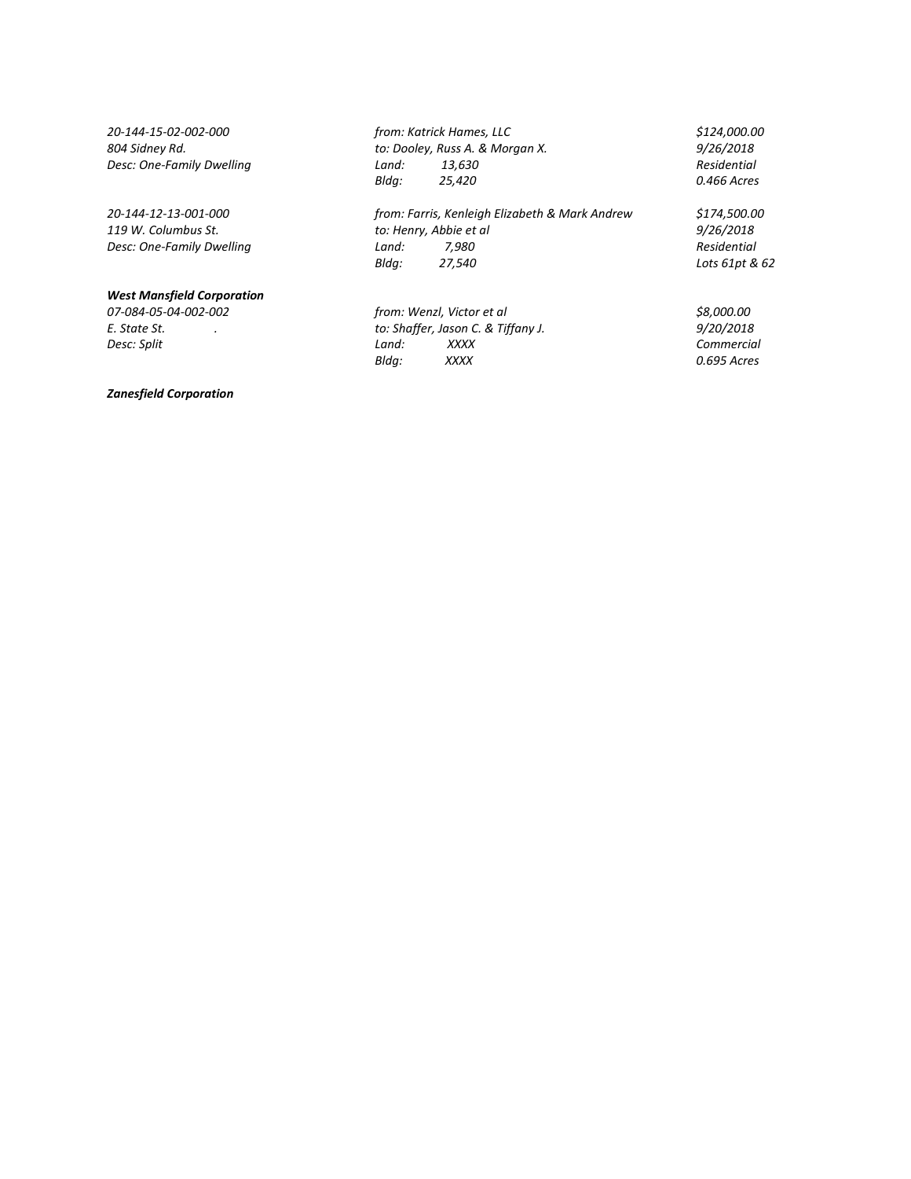| | | |
|---|---|---|
| *20-144-15-02-002-000* | *from: Katrick Hames, LLC* | *$124,000.00* |
| *804 Sidney Rd.* | *to: Dooley, Russ A. & Morgan X.* | *9/26/2018* |
| *Desc: One-Family Dwelling* | *Land: 13,630* | *Residential* |
| | *Bldg: 25,420* | *0.466 Acres* |
| | | |
| *20-144-12-13-001-000* | *from: Farris, Kenleigh Elizabeth & Mark Andrew* | *$174,500.00* |
| *119 W. Columbus St.* | *to: Henry, Abbie et al* | *9/26/2018* |
| *Desc: One-Family Dwelling* | *Land: 7,980* | *Residential* |
| | *Bldg: 27,540* | *Lots 61pt & 62* |

***West Mansfield Corporation***

| | | |
|---|---|---|
| *07-084-05-04-002-002* | *from: Wenzl, Victor et al* | *$8,000.00* |
| *E. State St. .* | *to: Shaffer, Jason C. & Tiffany J.* | *9/20/2018* |
| *Desc: Split* | *Land: XXXX* | *Commercial* |
| | *Bldg: XXXX* | *0.695 Acres* |

***Zanesfield Corporation***